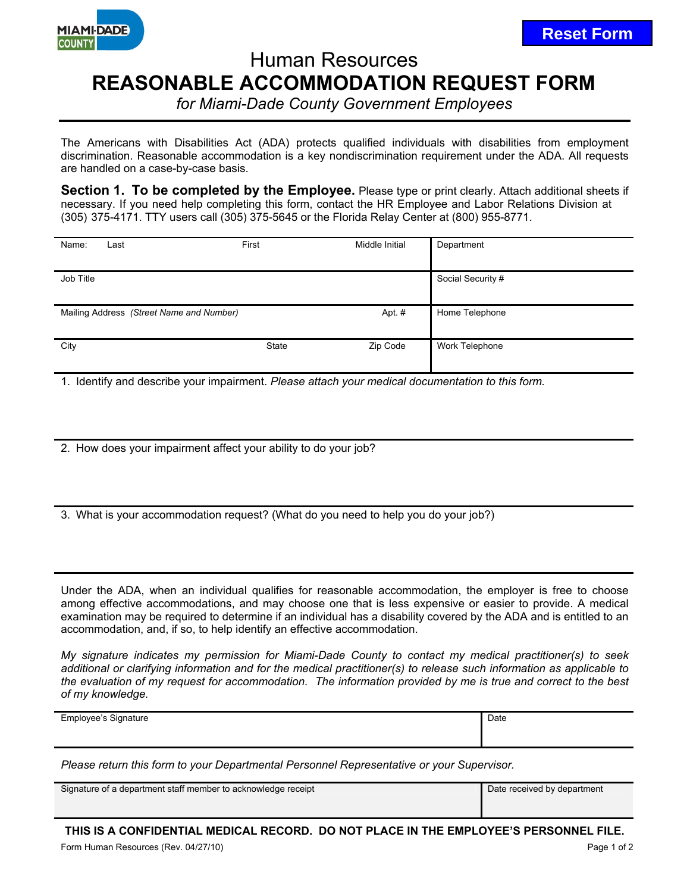MIAMI-DADE COUNTY

Reset Form

# Human Resources

# REASONABLE ACCOMMODATION REQUEST FORM

*for Miami-Dade County Government Employees*

The Americans with Disabilities Act (ADA) protects qualified individuals with disabilities from employment discrimination. Reasonable accommodation is a key nondiscrimination requirement under the ADA. All requests are handled on a case-by-case basis.

**Section 1. To be completed by the Employee.** Please type or print clearly. Attach additional sheets if necessary. If you need help completing this form, contact the HR Employee and Labor Relations Division at (305) 375-4171. TTY users call (305) 375-5645 or the Florida Relay Center at (800) 955-8771.

| Name: Last | First | Middle Initial | Department |
|---|---|---|---|
| Job Title | | | Social Security # |
| Mailing Address *(Street Name and Number)* | | Apt. # | Home Telephone |
| City | State | Zip Code | Work Telephone |

1. Identify and describe your impairment. *Please attach your medical documentation to this form.*

2. How does your impairment affect your ability to do your job?

3. What is your accommodation request? (What do you need to help you do your job?)

Under the ADA, when an individual qualifies for reasonable accommodation, the employer is free to choose among effective accommodations, and may choose one that is less expensive or easier to provide. A medical examination may be required to determine if an individual has a disability covered by the ADA and is entitled to an accommodation, and, if so, to help identify an effective accommodation.

*My signature indicates my permission for Miami-Dade County to contact my medical practitioner(s) to seek additional or clarifying information and for the medical practitioner(s) to release such information as applicable to the evaluation of my request for accommodation. The information provided by me is true and correct to the best of my knowledge.*

| Employee's Signature | Date |
|---|---|

*Please return this form to your Departmental Personnel Representative or your Supervisor.*

| Signature of a department staff member to acknowledge receipt | Date received by department |
|---|---|

**THIS IS A CONFIDENTIAL MEDICAL RECORD. DO NOT PLACE IN THE EMPLOYEE'S PERSONNEL FILE.**

Form Human Resources (Rev. 04/27/10)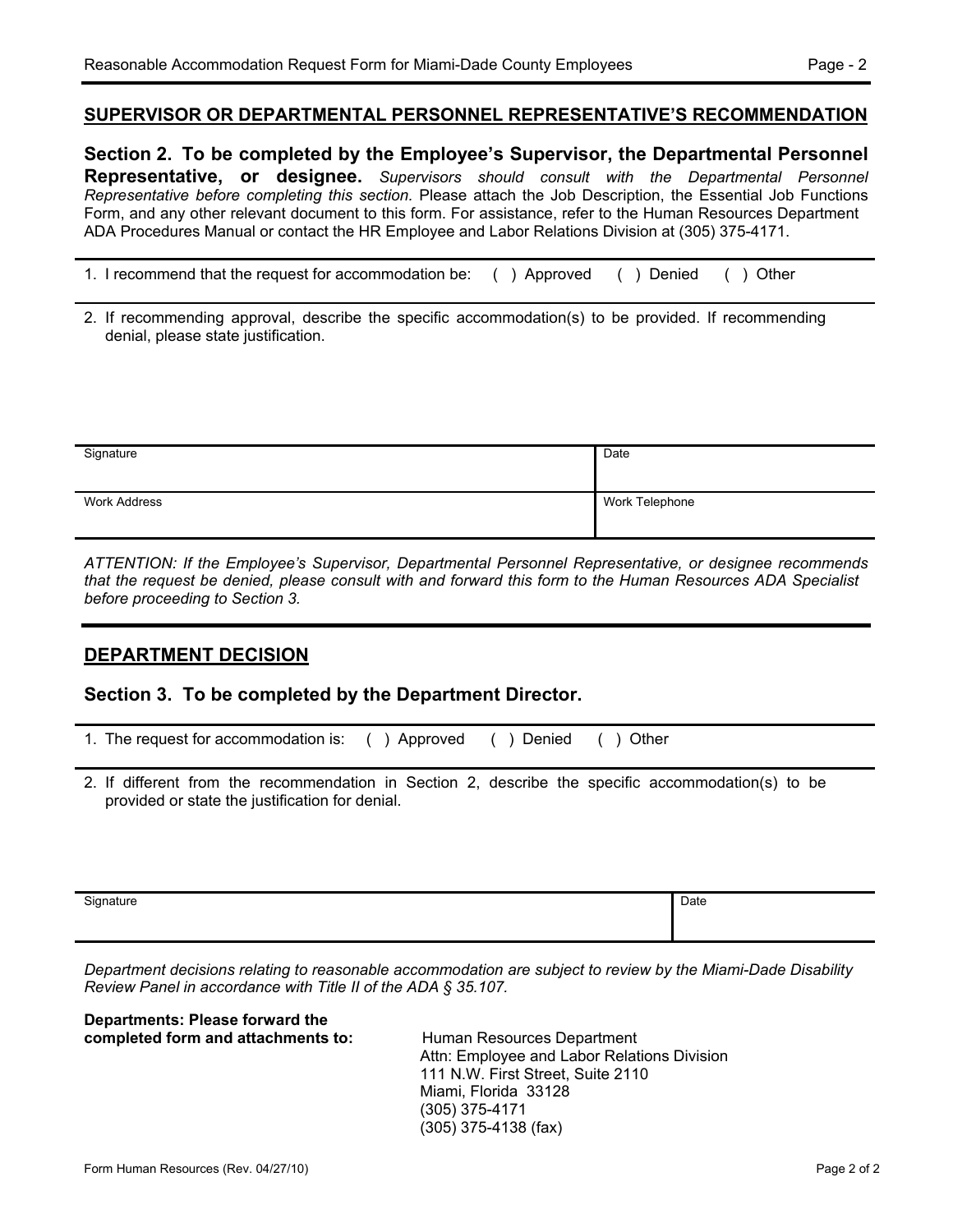## SUPERVISOR OR DEPARTMENTAL PERSONNEL REPRESENTATIVE'S RECOMMENDATION

**Section 2. To be completed by the Employee's Supervisor, the Departmental Personnel Representative, or designee.** *Supervisors should consult with the Departmental Personnel Representative before completing this section.* Please attach the Job Description, the Essential Job Functions Form, and any other relevant document to this form. For assistance, refer to the Human Resources Department ADA Procedures Manual or contact the HR Employee and Labor Relations Division at (305) 375-4171.

1. I recommend that the request for accommodation be: ( ) Approved ( ) Denied ( ) Other

2. If recommending approval, describe the specific accommodation(s) to be provided. If recommending denial, please state justification.

| | |
|---|---|
| Signature | Date |
| Work Address | Work Telephone |

*ATTENTION: If the Employee's Supervisor, Departmental Personnel Representative, or designee recommends that the request be denied, please consult with and forward this form to the Human Resources ADA Specialist before proceeding to Section 3.*

## DEPARTMENT DECISION

### Section 3. To be completed by the Department Director.

1. The request for accommodation is: ( ) Approved ( ) Denied ( ) Other

2. If different from the recommendation in Section 2, describe the specific accommodation(s) to be provided or state the justification for denial.

| | |
|---|---|
| Signature | Date |

*Department decisions relating to reasonable accommodation are subject to review by the Miami-Dade Disability Review Panel in accordance with Title II of the ADA § 35.107.*

**Departments: Please forward the completed form and attachments to:**

Human Resources Department
Attn: Employee and Labor Relations Division
111 N.W. First Street, Suite 2110
Miami, Florida 33128
(305) 375-4171
(305) 375-4138 (fax)

Form Human Resources (Rev. 04/27/10)